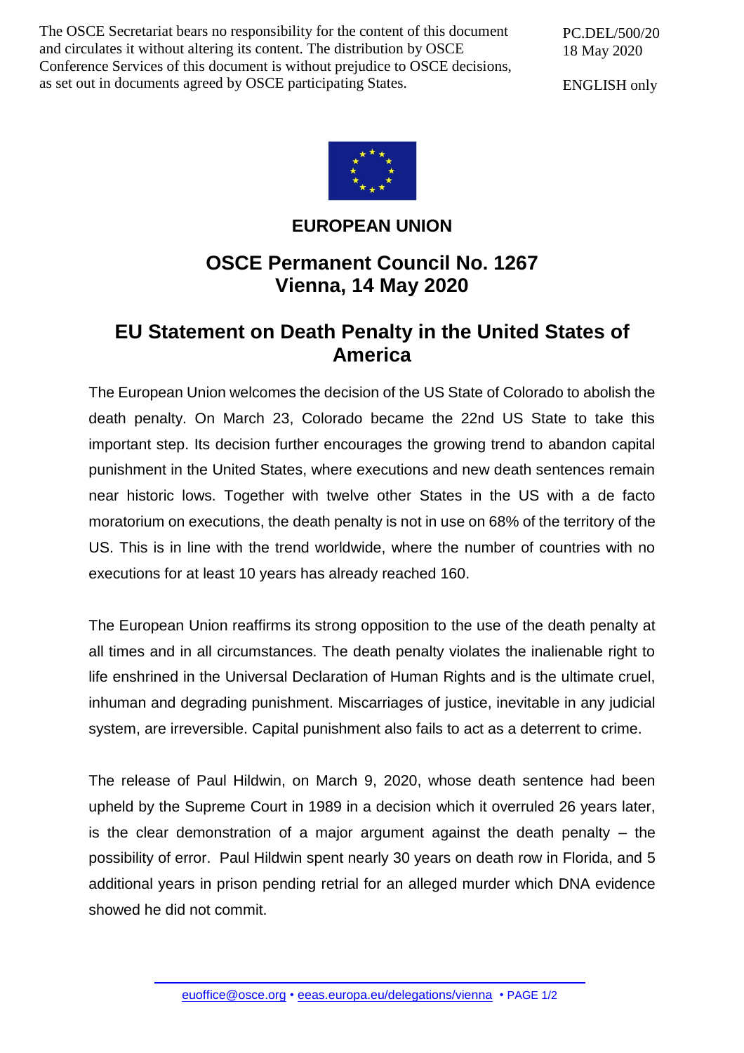The OSCE Secretariat bears no responsibility for the content of this document and circulates it without altering its content. The distribution by OSCE Conference Services of this document is without prejudice to OSCE decisions, as set out in documents agreed by OSCE participating States.

PC.DEL/500/20
18 May 2020

ENGLISH only

**EUROPEAN UNION**

# OSCE Permanent Council No. 1267
# Vienna, 14 May 2020

## EU Statement on Death Penalty in the United States of America

The European Union welcomes the decision of the US State of Colorado to abolish the death penalty. On March 23, Colorado became the 22nd US State to take this important step. Its decision further encourages the growing trend to abandon capital punishment in the United States, where executions and new death sentences remain near historic lows. Together with twelve other States in the US with a de facto moratorium on executions, the death penalty is not in use on 68% of the territory of the US. This is in line with the trend worldwide, where the number of countries with no executions for at least 10 years has already reached 160.

The European Union reaffirms its strong opposition to the use of the death penalty at all times and in all circumstances. The death penalty violates the inalienable right to life enshrined in the Universal Declaration of Human Rights and is the ultimate cruel, inhuman and degrading punishment. Miscarriages of justice, inevitable in any judicial system, are irreversible. Capital punishment also fails to act as a deterrent to crime.

The release of Paul Hildwin, on March 9, 2020, whose death sentence had been upheld by the Supreme Court in 1989 in a decision which it overruled 26 years later, is the clear demonstration of a major argument against the death penalty – the possibility of error. Paul Hildwin spent nearly 30 years on death row in Florida, and 5 additional years in prison pending retrial for an alleged murder which DNA evidence showed he did not commit.

euoffice@osce.org • eeas.europa.eu/delegations/vienna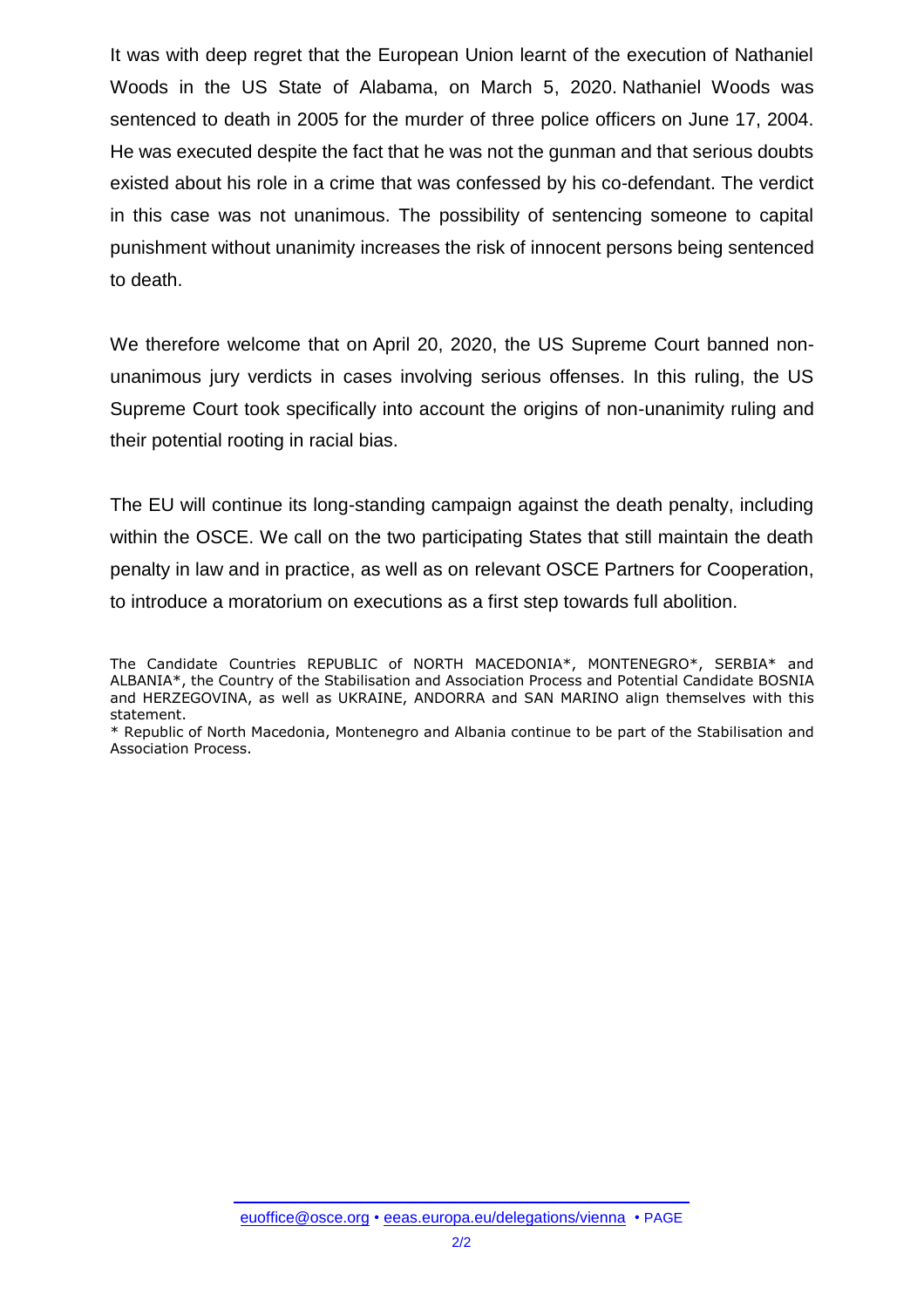It was with deep regret that the European Union learnt of the execution of Nathaniel Woods in the US State of Alabama, on March 5, 2020. Nathaniel Woods was sentenced to death in 2005 for the murder of three police officers on June 17, 2004. He was executed despite the fact that he was not the gunman and that serious doubts existed about his role in a crime that was confessed by his co-defendant. The verdict in this case was not unanimous. The possibility of sentencing someone to capital punishment without unanimity increases the risk of innocent persons being sentenced to death.

We therefore welcome that on April 20, 2020, the US Supreme Court banned non-unanimous jury verdicts in cases involving serious offenses. In this ruling, the US Supreme Court took specifically into account the origins of non-unanimity ruling and their potential rooting in racial bias.

The EU will continue its long-standing campaign against the death penalty, including within the OSCE. We call on the two participating States that still maintain the death penalty in law and in practice, as well as on relevant OSCE Partners for Cooperation, to introduce a moratorium on executions as a first step towards full abolition.

The Candidate Countries REPUBLIC of NORTH MACEDONIA*, MONTENEGRO*, SERBIA* and ALBANIA*, the Country of the Stabilisation and Association Process and Potential Candidate BOSNIA and HERZEGOVINA, as well as UKRAINE, ANDORRA and SAN MARINO align themselves with this statement.

* Republic of North Macedonia, Montenegro and Albania continue to be part of the Stabilisation and Association Process.